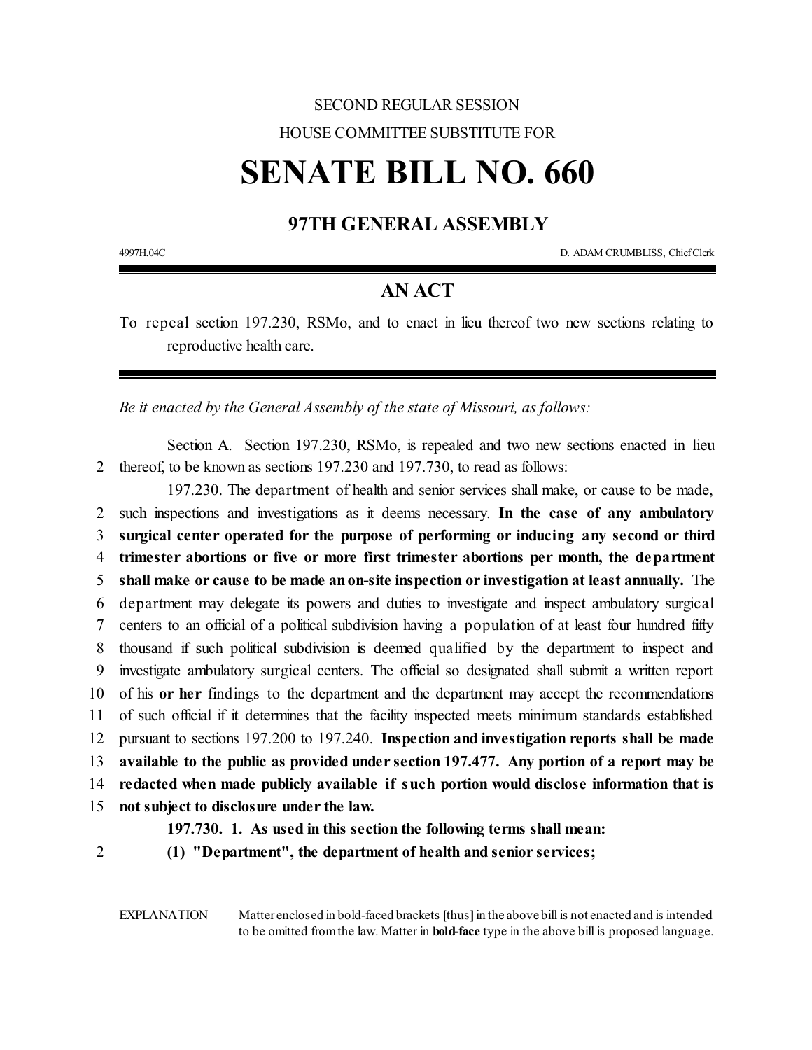SECOND REGULAR SESSION

HOUSE COMMITTEE SUBSTITUTE FOR

# SENATE BILL NO. 660

## 97TH GENERAL ASSEMBLY

4997H.04C D. ADAM CRUMBLISS, Chief Clerk

## AN ACT

To repeal section 197.230, RSMo, and to enact in lieu thereof two new sections relating to reproductive health care.

*Be it enacted by the General Assembly of the state of Missouri, as follows:*

Section A. Section 197.230, RSMo, is repealed and two new sections enacted in lieu
2 thereof, to be known as sections 197.230 and 197.730, to read as follows:

197.230. The department of health and senior services shall make, or cause to be made,
2 such inspections and investigations as it deems necessary. **In the case of any ambulatory**
3 **surgical center operated for the purpose of performing or inducing any second or third**
4 **trimester abortions or five or more first trimester abortions per month, the department**
5 **shall make or cause to be made an on-site inspection or investigation at least annually.** The
6 department may delegate its powers and duties to investigate and inspect ambulatory surgical
7 centers to an official of a political subdivision having a population of at least four hundred fifty
8 thousand if such political subdivision is deemed qualified by the department to inspect and
9 investigate ambulatory surgical centers. The official so designated shall submit a written report
10 of his **or her** findings to the department and the department may accept the recommendations
11 of such official if it determines that the facility inspected meets minimum standards established
12 pursuant to sections 197.200 to 197.240. **Inspection and investigation reports shall be made**
13 **available to the public as provided under section 197.477. Any portion of a report may be**
14 **redacted when made publicly available if such portion would disclose information that is**
15 **not subject to disclosure under the law.**

**197.730. 1. As used in this section the following terms shall mean:**
2 **(1) "Department", the department of health and senior services;**

EXPLANATION — Matter enclosed in bold-faced brackets **[**thus**]** in the above bill is not enacted and is intended to be omitted from the law. Matter in **bold-face** type in the above bill is proposed language.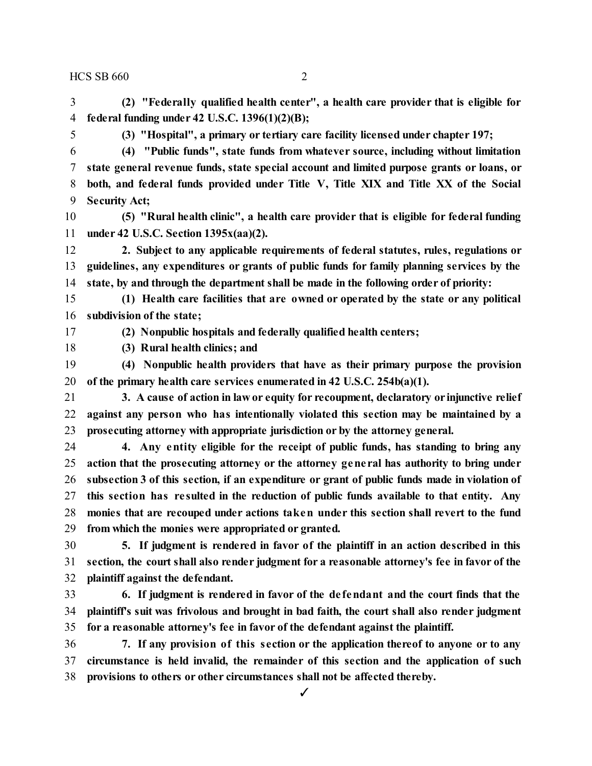**(2) "Federally qualified health center", a health care provider that is eligible for federal funding under 42 U.S.C. 1396(1)(2)(B);**

**(3) "Hospital", a primary or tertiary care facility licensed under chapter 197;**

**(4) "Public funds", state funds from whatever source, including without limitation state general revenue funds, state special account and limited purpose grants or loans, or both, and federal funds provided under Title V, Title XIX and Title XX of the Social Security Act;**

**(5) "Rural health clinic", a health care provider that is eligible for federal funding under 42 U.S.C. Section 1395x(aa)(2).**

**2. Subject to any applicable requirements of federal statutes, rules, regulations or guidelines, any expenditures or grants of public funds for family planning services by the state, by and through the department shall be made in the following order of priority:**

**(1) Health care facilities that are owned or operated by the state or any political subdivision of the state;**

**(2) Nonpublic hospitals and federally qualified health centers;**

**(3) Rural health clinics; and**

**(4) Nonpublic health providers that have as their primary purpose the provision of the primary health care services enumerated in 42 U.S.C. 254b(a)(1).**

**3. A cause of action in law or equity for recoupment, declaratory or injunctive relief against any person who has intentionally violated this section may be maintained by a prosecuting attorney with appropriate jurisdiction or by the attorney general.**

**4. Any entity eligible for the receipt of public funds, has standing to bring any action that the prosecuting attorney or the attorney general has authority to bring under subsection 3 of this section, if an expenditure or grant of public funds made in violation of this section has resulted in the reduction of public funds available to that entity. Any monies that are recouped under actions taken under this section shall revert to the fund from which the monies were appropriated or granted.**

**5. If judgment is rendered in favor of the plaintiff in an action described in this section, the court shall also render judgment for a reasonable attorney's fee in favor of the plaintiff against the defendant.**

**6. If judgment is rendered in favor of the defendant and the court finds that the plaintiff's suit was frivolous and brought in bad faith, the court shall also render judgment for a reasonable attorney's fee in favor of the defendant against the plaintiff.**

**7. If any provision of this section or the application thereof to anyone or to any circumstance is held invalid, the remainder of this section and the application of such provisions to others or other circumstances shall not be affected thereby.**

✓